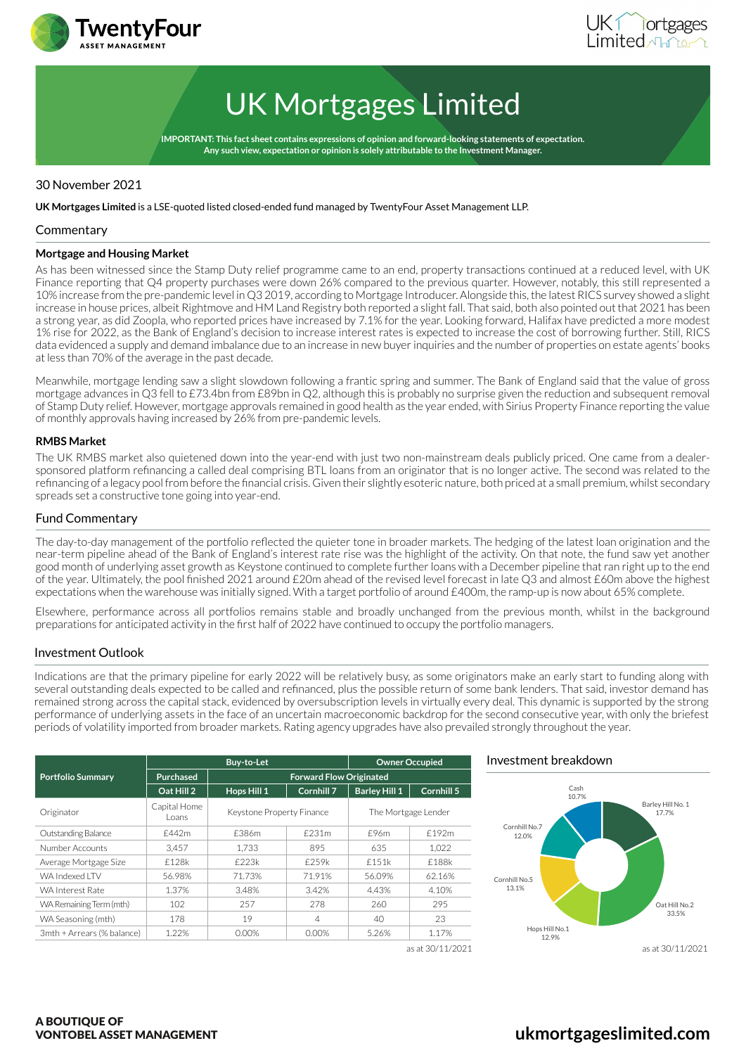# UK Mortgages Limited

**IMPORTANT: This fact sheet contains expressions of opinion and forward-looking statements of expectation. Any such view, expectation or opinion is solely attributable to the Investment Manager.**

30 November 2021

**UK Mortgages Limited** is a LSE-quoted listed closed-ended fund managed by TwentyFour Asset Management LLP.

## Commentary

### Mortgage and Housing Market

As has been witnessed since the Stamp Duty relief programme came to an end, property transactions continued at a reduced level, with UK Finance reporting that Q4 property purchases were down 26% compared to the previous quarter. However, notably, this still represented a 10% increase from the pre-pandemic level in Q3 2019, according to Mortgage Introducer. Alongside this, the latest RICS survey showed a slight increase in house prices, albeit Rightmove and HM Land Registry both reported a slight fall. That said, both also pointed out that 2021 has been a strong year, as did Zoopla, who reported prices have increased by 7.1% for the year. Looking forward, Halifax have predicted a more modest 1% rise for 2022, as the Bank of England's decision to increase interest rates is expected to increase the cost of borrowing further. Still, RICS data evidenced a supply and demand imbalance due to an increase in new buyer inquiries and the number of properties on estate agents' books at less than 70% of the average in the past decade.

Meanwhile, mortgage lending saw a slight slowdown following a frantic spring and summer. The Bank of England said that the value of gross mortgage advances in Q3 fell to £73.4bn from £89bn in Q2, although this is probably no surprise given the reduction and subsequent removal of Stamp Duty relief. However, mortgage approvals remained in good health as the year ended, with Sirius Property Finance reporting the value of monthly approvals having increased by 26% from pre-pandemic levels.

### RMBS Market

The UK RMBS market also quietened down into the year-end with just two non-mainstream deals publicly priced. One came from a dealer-sponsored platform refinancing a called deal comprising BTL loans from an originator that is no longer active. The second was related to the refinancing of a legacy pool from before the financial crisis. Given their slightly esoteric nature, both priced at a small premium, whilst secondary spreads set a constructive tone going into year-end.

## Fund Commentary

The day-to-day management of the portfolio reflected the quieter tone in broader markets. The hedging of the latest loan origination and the near-term pipeline ahead of the Bank of England's interest rate rise was the highlight of the activity. On that note, the fund saw yet another good month of underlying asset growth as Keystone continued to complete further loans with a December pipeline that ran right up to the end of the year. Ultimately, the pool finished 2021 around £20m ahead of the revised level forecast in late Q3 and almost £60m above the highest expectations when the warehouse was initially signed. With a target portfolio of around £400m, the ramp-up is now about 65% complete.

Elsewhere, performance across all portfolios remains stable and broadly unchanged from the previous month, whilst in the background preparations for anticipated activity in the first half of 2022 have continued to occupy the portfolio managers.

## Investment Outlook

Indications are that the primary pipeline for early 2022 will be relatively busy, as some originators make an early start to funding along with several outstanding deals expected to be called and refinanced, plus the possible return of some bank lenders. That said, investor demand has remained strong across the capital stack, evidenced by oversubscription levels in virtually every deal. This dynamic is supported by the strong performance of underlying assets in the face of an uncertain macroeconomic backdrop for the second consecutive year, with only the briefest periods of volatility imported from broader markets. Rating agency upgrades have also prevailed strongly throughout the year.

| Portfolio Summary | Buy-to-Let | | | Owner Occupied | |
|---|---|---|---|---|---|
| | Purchased | Forward Flow Originated | | | |
| | Oat Hill 2 | Hops Hill 1 | Cornhill 7 | Barley Hill 1 | Cornhill 5 |
| Originator | Capital Home Loans | Keystone Property Finance | | The Mortgage Lender | |
| Outstanding Balance | £442m | £386m | £231m | £96m | £192m |
| Number Accounts | 3,457 | 1,733 | 895 | 635 | 1,022 |
| Average Mortgage Size | £128k | £223k | £259k | £151k | £188k |
| WA Indexed LTV | 56.98% | 71.73% | 71.91% | 56.09% | 62.16% |
| WA Interest Rate | 1.37% | 3.48% | 3.42% | 4.43% | 4.10% |
| WA Remaining Term (mth) | 102 | 257 | 278 | 260 | 295 |
| WA Seasoning (mth) | 178 | 19 | 4 | 40 | 23 |
| 3mth + Arrears (% balance) | 1.22% | 0.00% | 0.00% | 5.26% | 1.17% |

as at 30/11/2021

## Investment breakdown

| Investment | % |
|---|---|
| Barley Hill No. 1 | 17.7% |
| Oat Hill No.2 | 33.5% |
| Hops Hill No.1 | 12.9% |
| Cornhill No.5 | 13.1% |
| Cornhill No.7 | 12.0% |
| Cash | 10.7% |

as at 30/11/2021

A BOUTIQUE OF VONTOBEL ASSET MANAGEMENT

ukmortgageslimited.com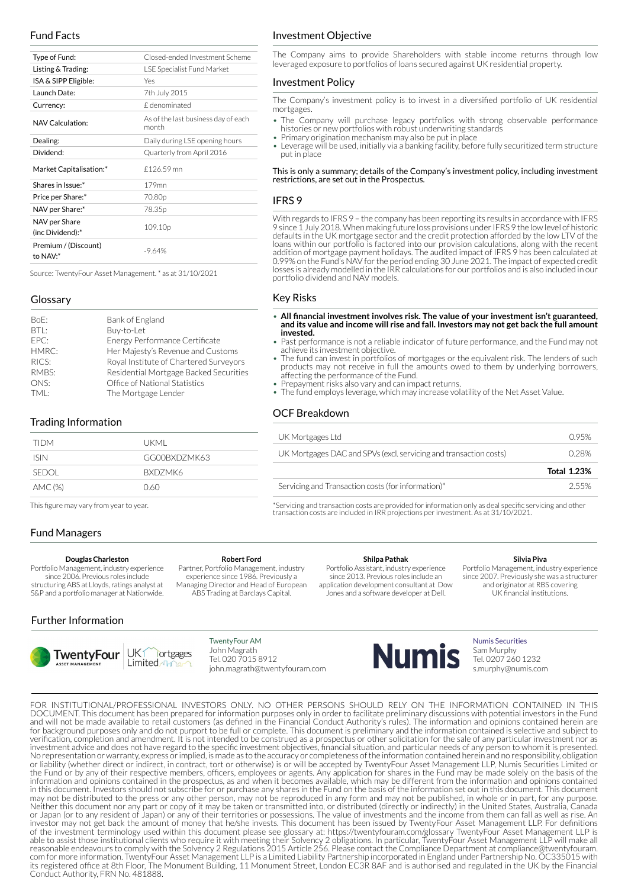## Fund Facts

| | |
|---|---|
| Type of Fund: | Closed-ended Investment Scheme |
| Listing & Trading: | LSE Specialist Fund Market |
| ISA & SIPP Eligible: | Yes |
| Launch Date: | 7th July 2015 |
| Currency: | £ denominated |
| NAV Calculation: | As of the last business day of each month |
| Dealing: | Daily during LSE opening hours |
| Dividend: | Quarterly from April 2016 |
| Market Capitalisation:* | £126.59 mn |
| Shares in Issue:* | 179mn |
| Price per Share:* | 70.80p |
| NAV per Share:* | 78.35p |
| NAV per Share (inc Dividend):* | 109.10p |
| Premium / (Discount) to NAV:* | -9.64% |

Source: TwentyFour Asset Management. * as at 31/10/2021

## Glossary

| | |
|---|---|
| BoE: | Bank of England |
| BTL: | Buy-to-Let |
| EPC: | Energy Performance Certificate |
| HMRC: | Her Majesty's Revenue and Customs |
| RICS: | Royal Institute of Chartered Surveyors |
| RMBS: | Residential Mortgage Backed Securities |
| ONS: | Office of National Statistics |
| TML: | The Mortgage Lender |

## Trading Information

| | |
|---|---|
| TIDM | UKML |
| ISIN | GG00BXDZMK63 |
| SEDOL | BXDZMK6 |
| AMC (%) | 0.60 |

This figure may vary from year to year.

## Investment Objective

The Company aims to provide Shareholders with stable income returns through low leveraged exposure to portfolios of loans secured against UK residential property.

## Investment Policy

The Company's investment policy is to invest in a diversified portfolio of UK residential mortgages.

- The Company will purchase legacy portfolios with strong observable performance histories or new portfolios with robust underwriting standards
- Primary origination mechanism may also be put in place
- Leverage will be used, initially via a banking facility, before fully securitized term structure put in place

This is only a summary; details of the Company's investment policy, including investment restrictions, are set out in the Prospectus.

## IFRS 9

With regards to IFRS 9 – the company has been reporting its results in accordance with IFRS 9 since 1 July 2018. When making future loss provisions under IFRS 9 the low level of historic defaults in the UK mortgage sector and the credit protection afforded by the low LTV of the loans within our portfolio is factored into our provision calculations, along with the recent addition of mortgage payment holidays. The audited impact of IFRS 9 has been calculated at 0.99% on the Fund's NAV for the period ending 30 June 2021. The impact of expected credit losses is already modelled in the IRR calculations for our portfolios and is also included in our portfolio dividend and NAV models.

## Key Risks

- **All financial investment involves risk. The value of your investment isn't guaranteed, and its value and income will rise and fall. Investors may not get back the full amount invested.**
- Past performance is not a reliable indicator of future performance, and the Fund may not achieve its investment objective.
- The fund can invest in portfolios of mortgages or the equivalent risk. The lenders of such products may not receive in full the amounts owed to them by underlying borrowers, affecting the performance of the Fund.
- Prepayment risks also vary and can impact returns.
- The fund employs leverage, which may increase volatility of the Net Asset Value.

## OCF Breakdown

| | |
|---|---|
| UK Mortgages Ltd | 0.95% |
| UK Mortgages DAC and SPVs (excl. servicing and transaction costs) | 0.28% |
| | **Total 1.23%** |
| Servicing and Transaction costs (for information)* | 2.55% |

*Servicing and transaction costs are provided for information only as deal specific servicing and other transaction costs are included in IRR projections per investment. As at 31/10/2021.

## Fund Managers

**Douglas Charleston**
Portfolio Management, industry experience since 2006. Previous roles include structuring ABS at Lloyds, ratings analyst at S&P and a portfolio manager at Nationwide.

**Robert Ford**
Partner, Portfolio Management, industry experience since 1986. Previously a Managing Director and Head of European ABS Trading at Barclays Capital.

**Shilpa Pathak**
Portfolio Assistant, industry experience since 2013. Previous roles include an application development consultant at Dow Jones and a software developer at Dell.

**Silvia Piva**
Portfolio Management, industry experience since 2007. Previously she was a structurer and originator at RBS covering UK financial institutions.

## Further Information

TwentyFour AM
John Magrath
Tel. 020 7015 8912
john.magrath@twentyfouram.com

Numis Securities
Sam Murphy
Tel. 0207 260 1232
s.murphy@numis.com

FOR INSTITUTIONAL/PROFESSIONAL INVESTORS ONLY. NO OTHER PERSONS SHOULD RELY ON THE INFORMATION CONTAINED IN THIS DOCUMENT. This document has been prepared for information purposes only in order to facilitate preliminary discussions with potential investors in the Fund and will not be made available to retail customers (as defined in the Financial Conduct Authority's rules). The information and opinions contained herein are for background purposes only and do not purport to be full or complete. This document is preliminary and the information contained is selective and subject to verification, completion and amendment. It is not intended to be construed as a prospectus or other solicitation for the sale of any particular investment nor as investment advice and does not have regard to the specific investment objectives, financial situation, and particular needs of any person to whom it is presented. No representation or warranty, express or implied, is made as to the accuracy or completeness of the information contained herein and no responsibility, obligation or liability (whether direct or indirect, in contract, tort or otherwise) is or will be accepted by TwentyFour Asset Management LLP, Numis Securities Limited or the Fund or by any of their respective members, officers, employees or agents. Any application for shares in the Fund may be made solely on the basis of the information and opinions contained in the prospectus, as and when it becomes available, which may be different from the information and opinions contained in this document. Investors should not subscribe for or purchase any shares in the Fund on the basis of the information set out in this document. This document may not be distributed to the press or any other person, may not be reproduced in any form and may not be published, in whole or in part, for any purpose. Neither this document nor any part or copy of it may be taken or transmitted into, or distributed (directly or indirectly) in the United States, Australia, Canada or Japan (or to any resident of Japan) or any of their territories or possessions. The value of investments and the income from them can fall as well as rise. An investor may not get back the amount of money that he/she invests. This document has been issued by TwentyFour Asset Management LLP. For definitions of the investment terminology used within this document please see glossary at: https://twentyfouram.com/glossary TwentyFour Asset Management LLP is able to assist those institutional clients who require it with meeting their Solvency 2 obligations. In particular, TwentyFour Asset Management LLP will make all reasonable endeavours to comply with the Solvency 2 Regulations 2015 Article 256. Please contact the Compliance Department at compliance@twentyfouram.com for more information. TwentyFour Asset Management LLP is a Limited Liability Partnership incorporated in England under Partnership No. OC335015 with its registered office at 8th Floor, The Monument Building, 11 Monument Street, London EC3R 8AF and is authorised and regulated in the UK by the Financial Conduct Authority, FRN No. 481888.